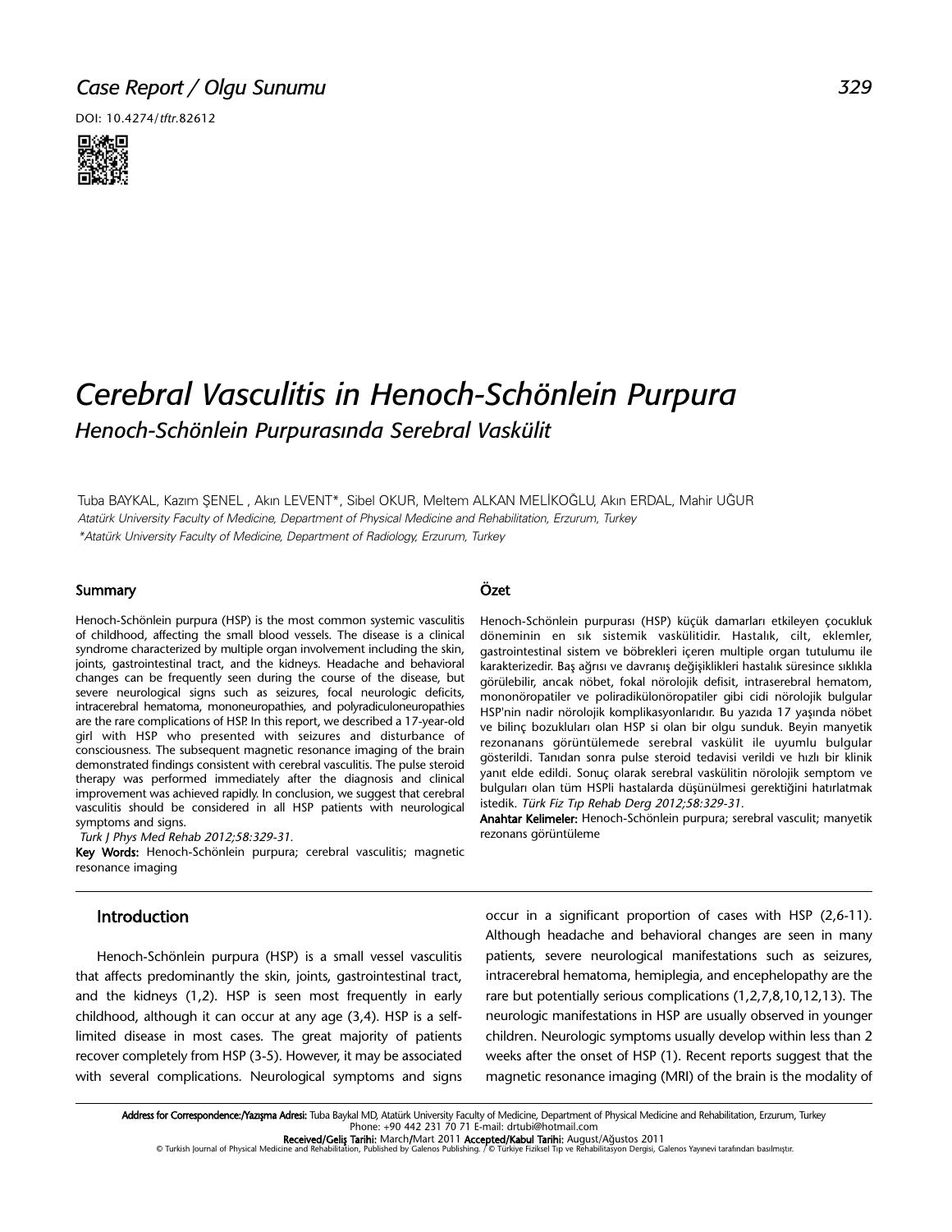Case Report / Olgu Sunumu

DOI: 10.4274/tftr.82612

# Cerebral Vasculitis in Henoch-Schönlein Purpura

## Henoch-Schönlein Purpurasında Serebral Vaskülit

Tuba BAYKAL, Kazım ŞENEL , Akın LEVENT*, Sibel OKUR, Meltem ALKAN MELİKOĞLU, Akın ERDAL, Mahir UĞUR

*Atatürk University Faculty of Medicine, Department of Physical Medicine and Rehabilitation, Erzurum, Turkey*

*\*Atatürk University Faculty of Medicine, Department of Radiology, Erzurum, Turkey*

### Summary

Henoch-Schönlein purpura (HSP) is the most common systemic vasculitis of childhood, affecting the small blood vessels. The disease is a clinical syndrome characterized by multiple organ involvement including the skin, joints, gastrointestinal tract, and the kidneys. Headache and behavioral changes can be frequently seen during the course of the disease, but severe neurological signs such as seizures, focal neurologic deficits, intracerebral hematoma, mononeuropathies, and polyradiculoneuropathies are the rare complications of HSP. In this report, we described a 17-year-old girl with HSP who presented with seizures and disturbance of consciousness. The subsequent magnetic resonance imaging of the brain demonstrated findings consistent with cerebral vasculitis. The pulse steroid therapy was performed immediately after the diagnosis and clinical improvement was achieved rapidly. In conclusion, we suggest that cerebral vasculitis should be considered in all HSP patients with neurological symptoms and signs.

*Turk J Phys Med Rehab 2012;58:329-31.*

**Key Words:** Henoch-Schönlein purpura; cerebral vasculitis; magnetic resonance imaging

### Özet

Henoch-Schönlein purpurası (HSP) küçük damarları etkileyen çocukluk döneminin en sık sistemik vaskülitidir. Hastalık, cilt, eklemler, gastrointestinal sistem ve böbrekleri içeren multiple organ tutulumu ile karakterizedir. Baş ağrısı ve davranış değişiklikleri hastalık süresince sıklıkla görülebilir, ancak nöbet, fokal nörolojik defisit, intraserebral hematom, mononöropatiler ve poliradikülonöropatiler gibi cidi nörolojik bulgular HSP'nin nadir nörolojik komplikasyonlarıdır. Bu yazıda 17 yaşında nöbet ve bilinç bozukluları olan HSP si olan bir olgu sunduk. Beyin manyetik rezonanans görüntülemede serebral vaskülit ile uyumlu bulgular gösterildi. Tanıdan sonra pulse steroid tedavisi verildi ve hızlı bir klinik yanıt elde edildi. Sonuç olarak serebral vaskülitin nörolojik semptom ve bulguları olan tüm HSPli hastalarda düşünülmesi gerektiğini hatırlatmak istedik. *Türk Fiz Tıp Rehab Derg 2012;58:329-31.*

**Anahtar Kelimeler:** Henoch-Schönlein purpura; serebral vasculit; manyetik rezonans görüntüleme

## Introduction

Henoch-Schönlein purpura (HSP) is a small vessel vasculitis that affects predominantly the skin, joints, gastrointestinal tract, and the kidneys (1,2). HSP is seen most frequently in early childhood, although it can occur at any age (3,4). HSP is a self-limited disease in most cases. The great majority of patients recover completely from HSP (3-5). However, it may be associated with several complications. Neurological symptoms and signs occur in a significant proportion of cases with HSP (2,6-11). Although headache and behavioral changes are seen in many patients, severe neurological manifestations such as seizures, intracerebral hematoma, hemiplegia, and encephelopathy are the rare but potentially serious complications (1,2,7,8,10,12,13). The neurologic manifestations in HSP are usually observed in younger children. Neurologic symptoms usually develop within less than 2 weeks after the onset of HSP (1). Recent reports suggest that the magnetic resonance imaging (MRI) of the brain is the modality of

**Address for Correspondence:/Yazışma Adresi:** Tuba Baykal MD, Atatürk University Faculty of Medicine, Department of Physical Medicine and Rehabilitation, Erzurum, Turkey Phone: +90 442 231 70 71 E-mail: drtubi@hotmail.com

**Received/Geliş Tarihi:** March/Mart 2011 **Accepted/Kabul Tarihi:** August/Ağustos 2011

© Turkish Journal of Physical Medicine and Rehabilitation, Published by Galenos Publishing. / © Türkiye Fiziksel Tıp ve Rehabilitasyon Dergisi, Galenos Yayınevi tarafından basılmıştır.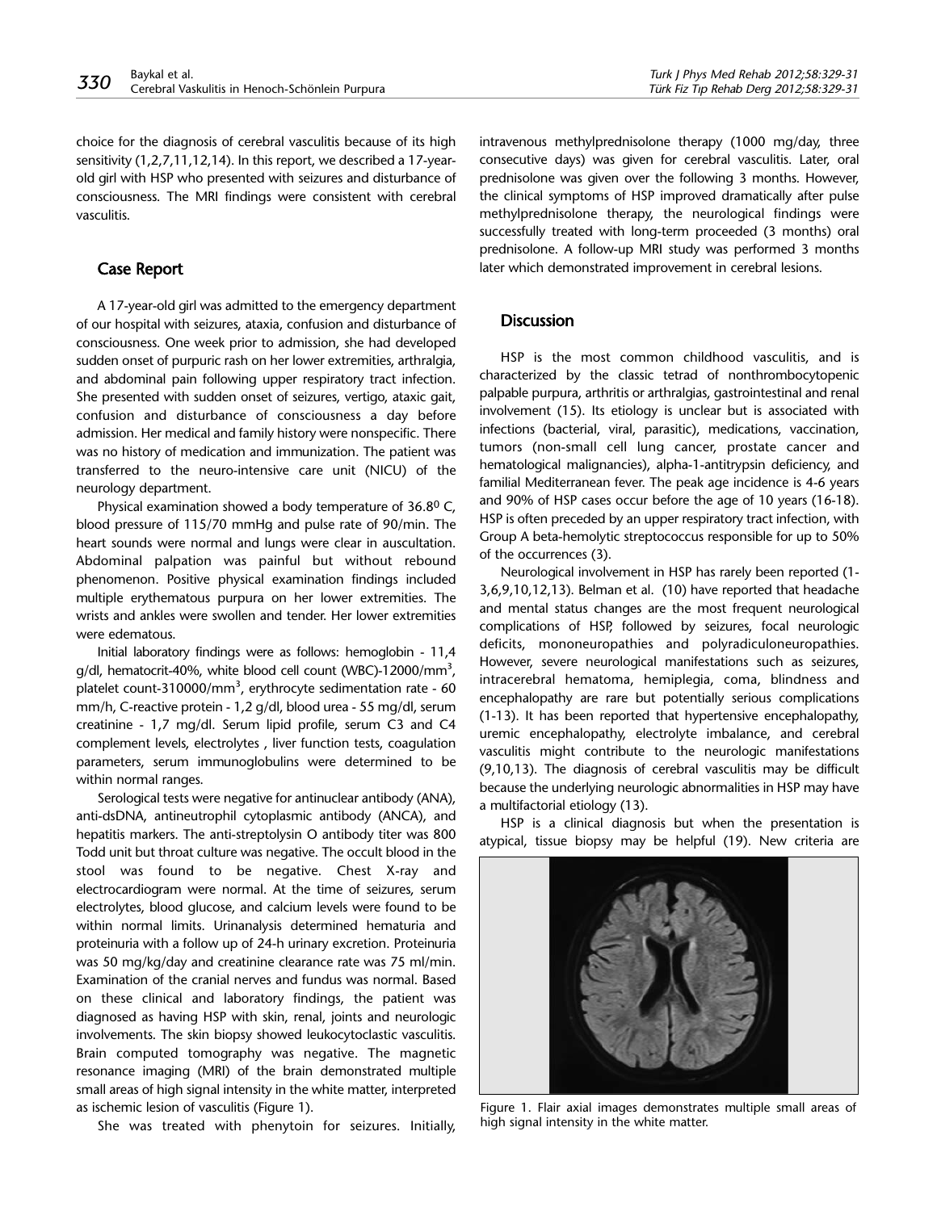choice for the diagnosis of cerebral vasculitis because of its high sensitivity (1,2,7,11,12,14). In this report, we described a 17-year-old girl with HSP who presented with seizures and disturbance of consciousness. The MRI findings were consistent with cerebral vasculitis.

## Case Report

A 17-year-old girl was admitted to the emergency department of our hospital with seizures, ataxia, confusion and disturbance of consciousness. One week prior to admission, she had developed sudden onset of purpuric rash on her lower extremities, arthralgia, and abdominal pain following upper respiratory tract infection. She presented with sudden onset of seizures, vertigo, ataxic gait, confusion and disturbance of consciousness a day before admission. Her medical and family history were nonspecific. There was no history of medication and immunization. The patient was transferred to the neuro-intensive care unit (NICU) of the neurology department.

Physical examination showed a body temperature of 36.8$^0$ C, blood pressure of 115/70 mmHg and pulse rate of 90/min. The heart sounds were normal and lungs were clear in auscultation. Abdominal palpation was painful but without rebound phenomenon. Positive physical examination findings included multiple erythematous purpura on her lower extremities. The wrists and ankles were swollen and tender. Her lower extremities were edematous.

Initial laboratory findings were as follows: hemoglobin - 11,4 g/dl, hematocrit-40%, white blood cell count (WBC)-12000/mm$^3$, platelet count-310000/mm$^3$, erythrocyte sedimentation rate - 60 mm/h, C-reactive protein - 1,2 g/dl, blood urea - 55 mg/dl, serum creatinine - 1,7 mg/dl. Serum lipid profile, serum C3 and C4 complement levels, electrolytes , liver function tests, coagulation parameters, serum immunoglobulins were determined to be within normal ranges.

Serological tests were negative for antinuclear antibody (ANA), anti-dsDNA, antineutrophil cytoplasmic antibody (ANCA), and hepatitis markers. The anti-streptolysin O antibody titer was 800 Todd unit but throat culture was negative. The occult blood in the stool was found to be negative. Chest X-ray and electrocardiogram were normal. At the time of seizures, serum electrolytes, blood glucose, and calcium levels were found to be within normal limits. Urinanalysis determined hematuria and proteinuria with a follow up of 24-h urinary excretion. Proteinuria was 50 mg/kg/day and creatinine clearance rate was 75 ml/min. Examination of the cranial nerves and fundus was normal. Based on these clinical and laboratory findings, the patient was diagnosed as having HSP with skin, renal, joints and neurologic involvements. The skin biopsy showed leukocytoclastic vasculitis. Brain computed tomography was negative. The magnetic resonance imaging (MRI) of the brain demonstrated multiple small areas of high signal intensity in the white matter, interpreted as ischemic lesion of vasculitis (Figure 1).

She was treated with phenytoin for seizures. Initially, intravenous methylprednisolone therapy (1000 mg/day, three consecutive days) was given for cerebral vasculitis. Later, oral prednisolone was given over the following 3 months. However, the clinical symptoms of HSP improved dramatically after pulse methylprednisolone therapy, the neurological findings were successfully treated with long-term proceeded (3 months) oral prednisolone. A follow-up MRI study was performed 3 months later which demonstrated improvement in cerebral lesions.

## Discussion

HSP is the most common childhood vasculitis, and is characterized by the classic tetrad of nonthrombocytopenic palpable purpura, arthritis or arthralgias, gastrointestinal and renal involvement (15). Its etiology is unclear but is associated with infections (bacterial, viral, parasitic), medications, vaccination, tumors (non-small cell lung cancer, prostate cancer and hematological malignancies), alpha-1-antitrypsin deficiency, and familial Mediterranean fever. The peak age incidence is 4-6 years and 90% of HSP cases occur before the age of 10 years (16-18). HSP is often preceded by an upper respiratory tract infection, with Group A beta-hemolytic streptococcus responsible for up to 50% of the occurrences (3).

Neurological involvement in HSP has rarely been reported (1-3,6,9,10,12,13). Belman et al. (10) have reported that headache and mental status changes are the most frequent neurological complications of HSP, followed by seizures, focal neurologic deficits, mononeuropathies and polyradiculoneuropathies. However, severe neurological manifestations such as seizures, intracerebral hematoma, hemiplegia, coma, blindness and encephalopathy are rare but potentially serious complications (1-13). It has been reported that hypertensive encephalopathy, uremic encephalopathy, electrolyte imbalance, and cerebral vasculitis might contribute to the neurologic manifestations (9,10,13). The diagnosis of cerebral vasculitis may be difficult because the underlying neurologic abnormalities in HSP may have a multifactorial etiology (13).

HSP is a clinical diagnosis but when the presentation is atypical, tissue biopsy may be helpful (19). New criteria are

Figure 1. Flair axial images demonstrates multiple small areas of high signal intensity in the white matter.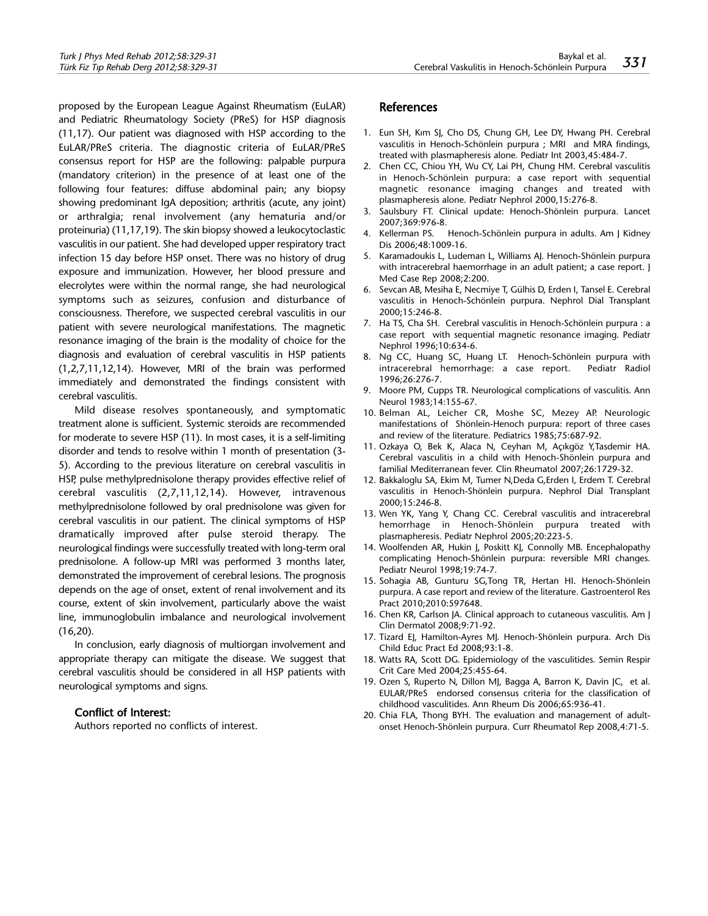proposed by the European League Against Rheumatism (EuLAR) and Pediatric Rheumatology Society (PReS) for HSP diagnosis (11,17). Our patient was diagnosed with HSP according to the EuLAR/PReS criteria. The diagnostic criteria of EuLAR/PReS consensus report for HSP are the following: palpable purpura (mandatory criterion) in the presence of at least one of the following four features: diffuse abdominal pain; any biopsy showing predominant IgA deposition; arthritis (acute, any joint) or arthralgia; renal involvement (any hematuria and/or proteinuria) (11,17,19). The skin biopsy showed a leukocytoclastic vasculitis in our patient. She had developed upper respiratory tract infection 15 day before HSP onset. There was no history of drug exposure and immunization. However, her blood pressure and elecrolytes were within the normal range, she had neurological symptoms such as seizures, confusion and disturbance of consciousness. Therefore, we suspected cerebral vasculitis in our patient with severe neurological manifestations. The magnetic resonance imaging of the brain is the modality of choice for the diagnosis and evaluation of cerebral vasculitis in HSP patients (1,2,7,11,12,14). However, MRI of the brain was performed immediately and demonstrated the findings consistent with cerebral vasculitis.

Mild disease resolves spontaneously, and symptomatic treatment alone is sufficient. Systemic steroids are recommended for moderate to severe HSP (11). In most cases, it is a self-limiting disorder and tends to resolve within 1 month of presentation (3-5). According to the previous literature on cerebral vasculitis in HSP, pulse methylprednisolone therapy provides effective relief of cerebral vasculitis (2,7,11,12,14). However, intravenous methylprednisolone followed by oral prednisolone was given for cerebral vasculitis in our patient. The clinical symptoms of HSP dramatically improved after pulse steroid therapy. The neurological findings were successfully treated with long-term oral prednisolone. A follow-up MRI was performed 3 months later, demonstrated the improvement of cerebral lesions. The prognosis depends on the age of onset, extent of renal involvement and its course, extent of skin involvement, particularly above the waist line, immunoglobulin imbalance and neurological involvement (16,20).

In conclusion, early diagnosis of multiorgan involvement and appropriate therapy can mitigate the disease. We suggest that cerebral vasculitis should be considered in all HSP patients with neurological symptoms and signs.

### Conflict of Interest:

Authors reported no conflicts of interest.

## References

1. Eun SH, Kım SJ, Cho DS, Chung GH, Lee DY, Hwang PH. Cerebral vasculitis in Henoch-Schönlein purpura ; MRI and MRA findings, treated with plasmapheresis alone. Pediatr Int 2003,45:484-7.
2. Chen CC, Chiou YH, Wu CY, Lai PH, Chung HM. Cerebral vasculitis in Henoch-Schönlein purpura: a case report with sequential magnetic resonance imaging changes and treated with plasmapheresis alone. Pediatr Nephrol 2000,15:276-8.
3. Saulsbury FT. Clinical update: Henoch-Shönlein purpura. Lancet 2007;369:976-8.
4. Kellerman PS. Henoch-Schönlein purpura in adults. Am J Kidney Dis 2006;48:1009-16.
5. Karamadoukis L, Ludeman L, Williams AJ. Henoch-Shönlein purpura with intracerebral haemorrhage in an adult patient; a case report. J Med Case Rep 2008;2:200.
6. Sevcan AB, Mesiha E, Necmiye T, Gülhis D, Erden I, Tansel E. Cerebral vasculitis in Henoch-Schönlein purpura. Nephrol Dial Transplant 2000;15:246-8.
7. Ha TS, Cha SH. Cerebral vasculitis in Henoch-Schönlein purpura : a case report with sequential magnetic resonance imaging. Pediatr Nephrol 1996;10:634-6.
8. Ng CC, Huang SC, Huang LT. Henoch-Schönlein purpura with intracerebral hemorrhage: a case report. Pediatr Radiol 1996;26:276-7.
9. Moore PM, Cupps TR. Neurological complications of vasculitis. Ann Neurol 1983;14:155-67.
10. Belman AL, Leicher CR, Moshe SC, Mezey AP. Neurologic manifestations of Shönlein-Henoch purpura: report of three cases and review of the literature. Pediatrics 1985;75:687-92.
11. Ozkaya O, Bek K, Alaca N, Ceyhan M, Açıkgöz Y,Tasdemir HA. Cerebral vasculitis in a child with Henoch-Shönlein purpura and familial Mediterranean fever. Clin Rheumatol 2007;26:1729-32.
12. Bakkaloglu SA, Ekim M, Tumer N,Deda G,Erden I, Erdem T. Cerebral vasculitis in Henoch-Shönlein purpura. Nephrol Dial Transplant 2000;15:246-8.
13. Wen YK, Yang Y, Chang CC. Cerebral vasculitis and intracerebral hemorrhage in Henoch-Shönlein purpura treated with plasmapheresis. Pediatr Nephrol 2005;20:223-5.
14. Woolfenden AR, Hukin J, Poskitt KJ, Connolly MB. Encephalopathy complicating Henoch-Shönlein purpura: reversible MRI changes. Pediatr Neurol 1998;19:74-7.
15. Sohagia AB, Gunturu SG,Tong TR, Hertan HI. Henoch-Shönlein purpura. A case report and review of the literature. Gastroenterol Res Pract 2010;2010:597648.
16. Chen KR, Carlson JA. Clinical approach to cutaneous vasculitis. Am J Clin Dermatol 2008;9:71-92.
17. Tizard EJ, Hamilton-Ayres MJ. Henoch-Shönlein purpura. Arch Dis Child Educ Pract Ed 2008;93:1-8.
18. Watts RA, Scott DG. Epidemiology of the vasculitides. Semin Respir Crit Care Med 2004;25:455-64.
19. Ozen S, Ruperto N, Dillon MJ, Bagga A, Barron K, Davin JC, et al. EULAR/PReS endorsed consensus criteria for the classification of childhood vasculitides. Ann Rheum Dis 2006;65:936-41.
20. Chia FLA, Thong BYH. The evaluation and management of adult-onset Henoch-Shönlein purpura. Curr Rheumatol Rep 2008,4:71-5.